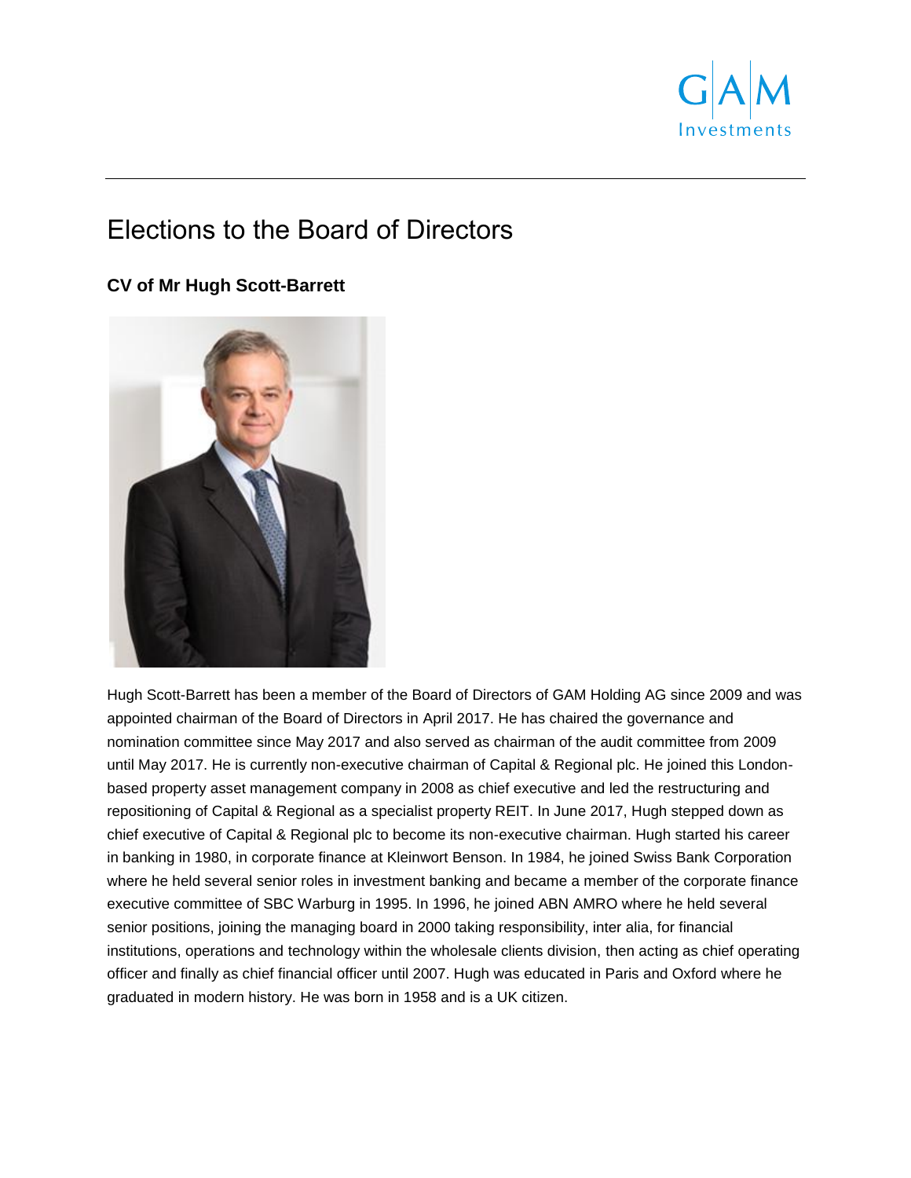# Elections to the Board of Directors

## CV of Mr Hugh Scott-Barrett

Hugh Scott-Barrett has been a member of the Board of Directors of GAM Holding AG since 2009 and was appointed chairman of the Board of Directors in April 2017. He has chaired the governance and nomination committee since May 2017 and also served as chairman of the audit committee from 2009 until May 2017. He is currently non-executive chairman of Capital & Regional plc. He joined this London-based property asset management company in 2008 as chief executive and led the restructuring and repositioning of Capital & Regional as a specialist property REIT. In June 2017, Hugh stepped down as chief executive of Capital & Regional plc to become its non-executive chairman. Hugh started his career in banking in 1980, in corporate finance at Kleinwort Benson. In 1984, he joined Swiss Bank Corporation where he held several senior roles in investment banking and became a member of the corporate finance executive committee of SBC Warburg in 1995. In 1996, he joined ABN AMRO where he held several senior positions, joining the managing board in 2000 taking responsibility, inter alia, for financial institutions, operations and technology within the wholesale clients division, then acting as chief operating officer and finally as chief financial officer until 2007. Hugh was educated in Paris and Oxford where he graduated in modern history. He was born in 1958 and is a UK citizen.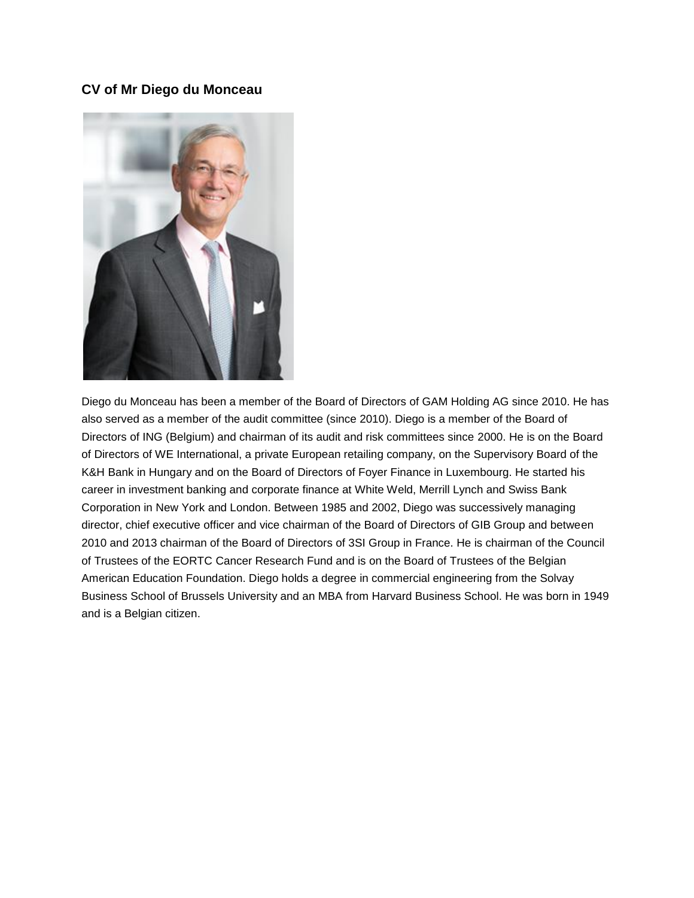### CV of Mr Diego du Monceau

Diego du Monceau has been a member of the Board of Directors of GAM Holding AG since 2010. He has also served as a member of the audit committee (since 2010). Diego is a member of the Board of Directors of ING (Belgium) and chairman of its audit and risk committees since 2000. He is on the Board of Directors of WE International, a private European retailing company, on the Supervisory Board of the K&H Bank in Hungary and on the Board of Directors of Foyer Finance in Luxembourg. He started his career in investment banking and corporate finance at White Weld, Merrill Lynch and Swiss Bank Corporation in New York and London. Between 1985 and 2002, Diego was successively managing director, chief executive officer and vice chairman of the Board of Directors of GIB Group and between 2010 and 2013 chairman of the Board of Directors of 3SI Group in France. He is chairman of the Council of Trustees of the EORTC Cancer Research Fund and is on the Board of Trustees of the Belgian American Education Foundation. Diego holds a degree in commercial engineering from the Solvay Business School of Brussels University and an MBA from Harvard Business School. He was born in 1949 and is a Belgian citizen.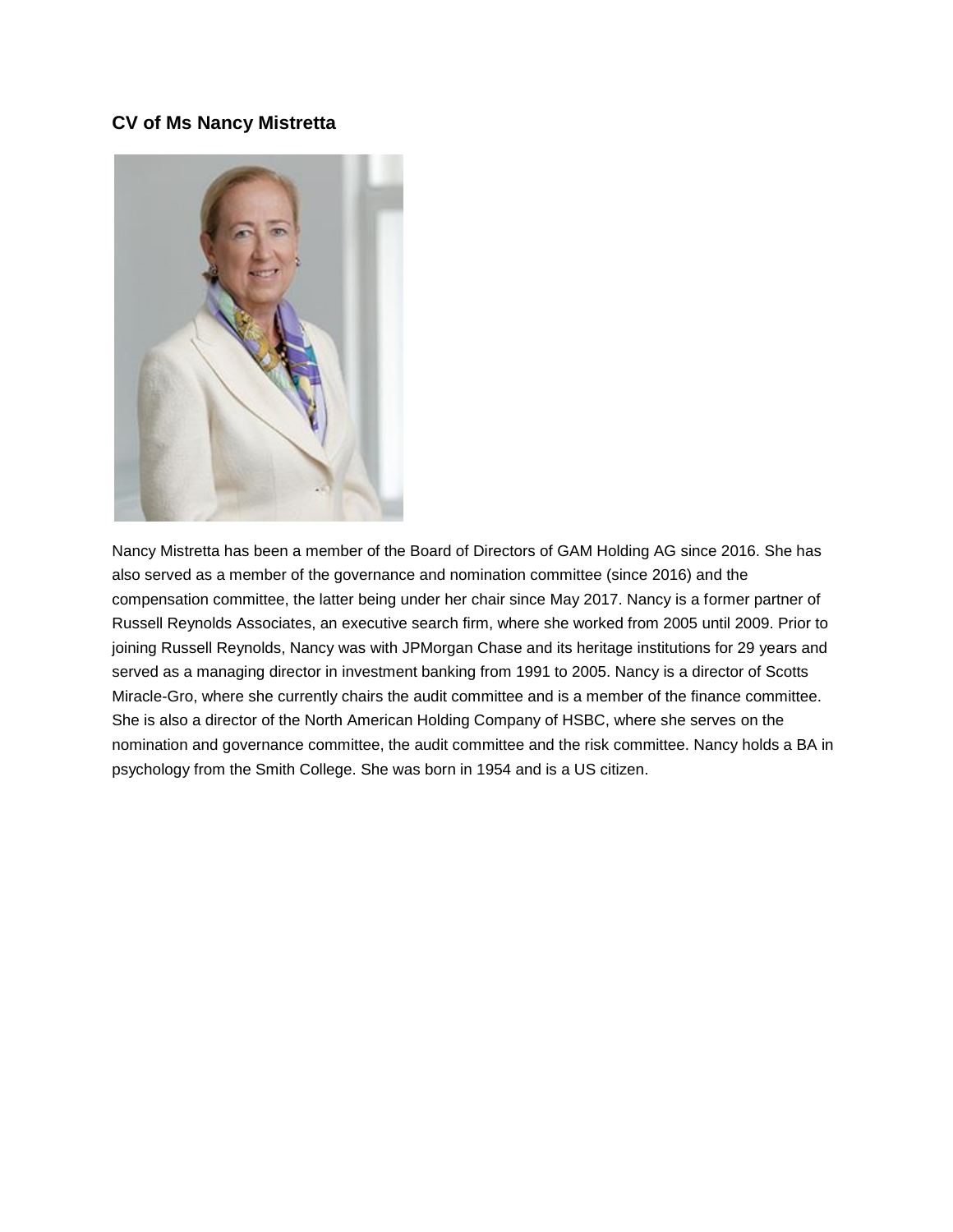**CV of Ms Nancy Mistretta**

Nancy Mistretta has been a member of the Board of Directors of GAM Holding AG since 2016. She has also served as a member of the governance and nomination committee (since 2016) and the compensation committee, the latter being under her chair since May 2017. Nancy is a former partner of Russell Reynolds Associates, an executive search firm, where she worked from 2005 until 2009. Prior to joining Russell Reynolds, Nancy was with JPMorgan Chase and its heritage institutions for 29 years and served as a managing director in investment banking from 1991 to 2005. Nancy is a director of Scotts Miracle-Gro, where she currently chairs the audit committee and is a member of the finance committee. She is also a director of the North American Holding Company of HSBC, where she serves on the nomination and governance committee, the audit committee and the risk committee. Nancy holds a BA in psychology from the Smith College. She was born in 1954 and is a US citizen.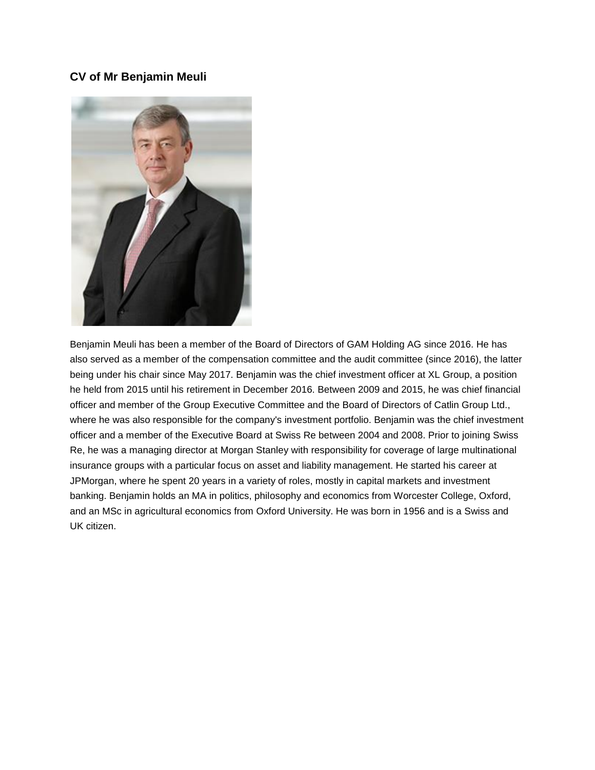### CV of Mr Benjamin Meuli

Benjamin Meuli has been a member of the Board of Directors of GAM Holding AG since 2016. He has also served as a member of the compensation committee and the audit committee (since 2016), the latter being under his chair since May 2017. Benjamin was the chief investment officer at XL Group, a position he held from 2015 until his retirement in December 2016. Between 2009 and 2015, he was chief financial officer and member of the Group Executive Committee and the Board of Directors of Catlin Group Ltd., where he was also responsible for the company's investment portfolio. Benjamin was the chief investment officer and a member of the Executive Board at Swiss Re between 2004 and 2008. Prior to joining Swiss Re, he was a managing director at Morgan Stanley with responsibility for coverage of large multinational insurance groups with a particular focus on asset and liability management. He started his career at JPMorgan, where he spent 20 years in a variety of roles, mostly in capital markets and investment banking. Benjamin holds an MA in politics, philosophy and economics from Worcester College, Oxford, and an MSc in agricultural economics from Oxford University. He was born in 1956 and is a Swiss and UK citizen.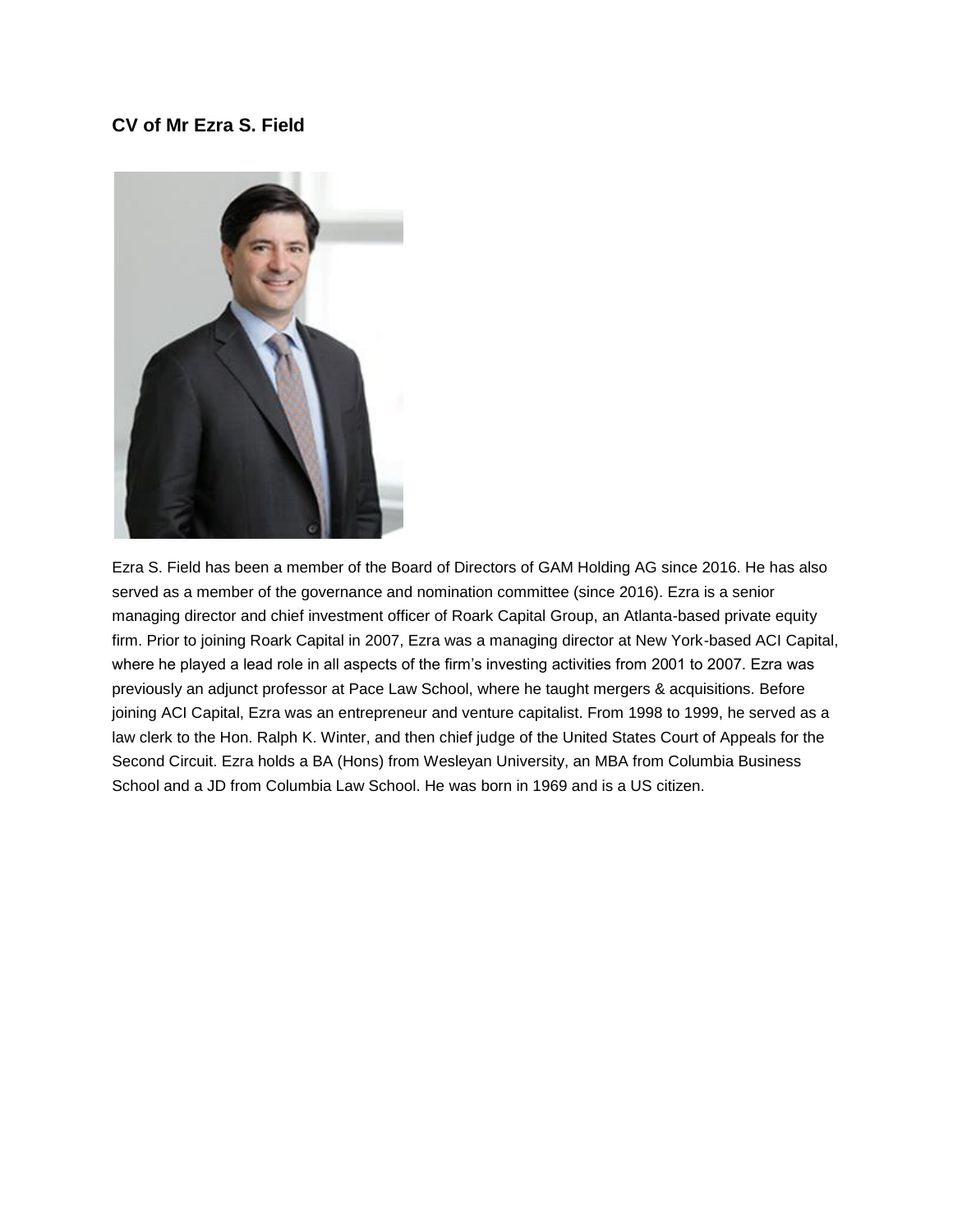**CV of Mr Ezra S. Field**

Ezra S. Field has been a member of the Board of Directors of GAM Holding AG since 2016. He has also served as a member of the governance and nomination committee (since 2016). Ezra is a senior managing director and chief investment officer of Roark Capital Group, an Atlanta-based private equity firm. Prior to joining Roark Capital in 2007, Ezra was a managing director at New York-based ACI Capital, where he played a lead role in all aspects of the firm's investing activities from 2001 to 2007. Ezra was previously an adjunct professor at Pace Law School, where he taught mergers & acquisitions. Before joining ACI Capital, Ezra was an entrepreneur and venture capitalist. From 1998 to 1999, he served as a law clerk to the Hon. Ralph K. Winter, and then chief judge of the United States Court of Appeals for the Second Circuit. Ezra holds a BA (Hons) from Wesleyan University, an MBA from Columbia Business School and a JD from Columbia Law School. He was born in 1969 and is a US citizen.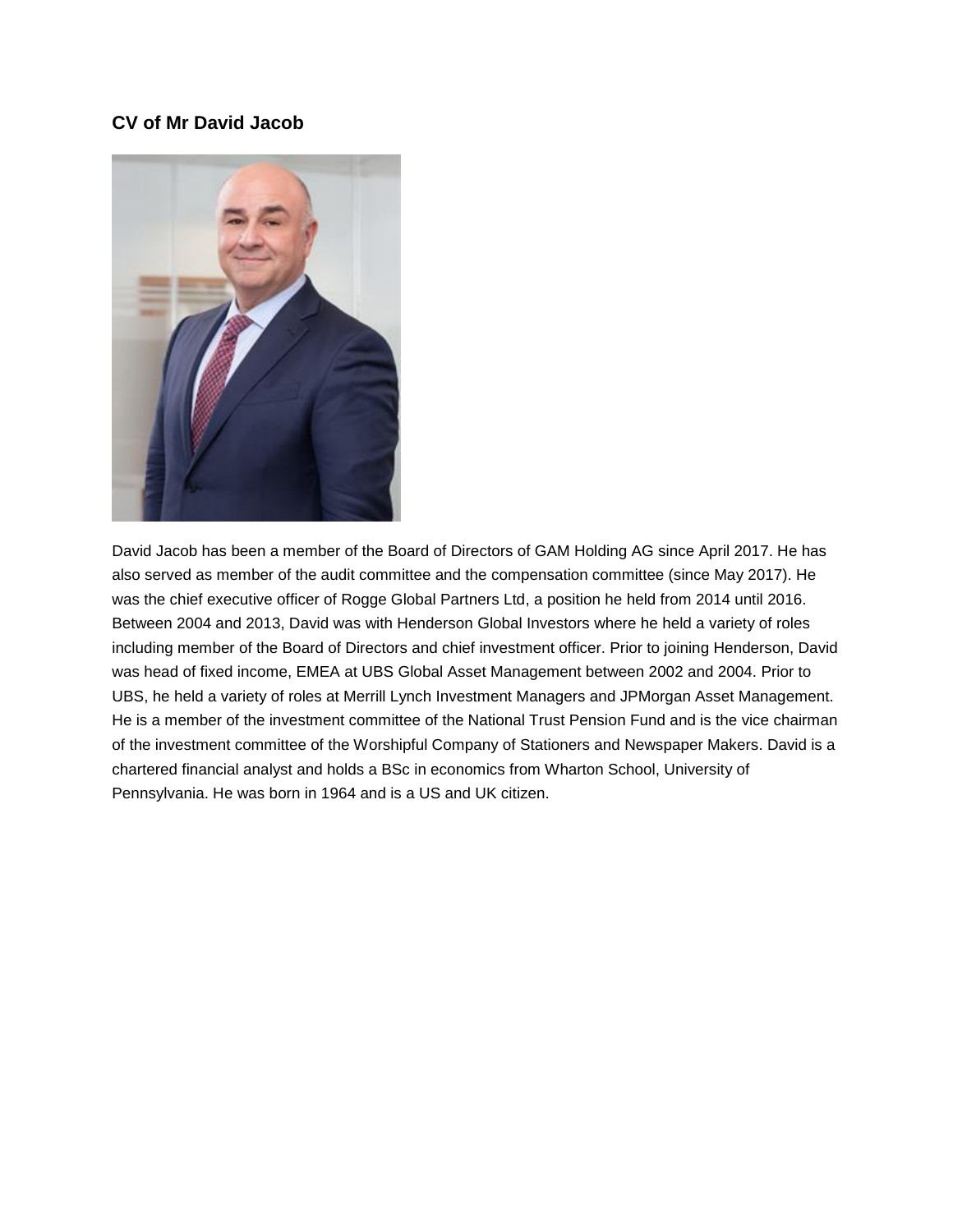## CV of Mr David Jacob

David Jacob has been a member of the Board of Directors of GAM Holding AG since April 2017. He has also served as member of the audit committee and the compensation committee (since May 2017). He was the chief executive officer of Rogge Global Partners Ltd, a position he held from 2014 until 2016. Between 2004 and 2013, David was with Henderson Global Investors where he held a variety of roles including member of the Board of Directors and chief investment officer. Prior to joining Henderson, David was head of fixed income, EMEA at UBS Global Asset Management between 2002 and 2004. Prior to UBS, he held a variety of roles at Merrill Lynch Investment Managers and JPMorgan Asset Management. He is a member of the investment committee of the National Trust Pension Fund and is the vice chairman of the investment committee of the Worshipful Company of Stationers and Newspaper Makers. David is a chartered financial analyst and holds a BSc in economics from Wharton School, University of Pennsylvania. He was born in 1964 and is a US and UK citizen.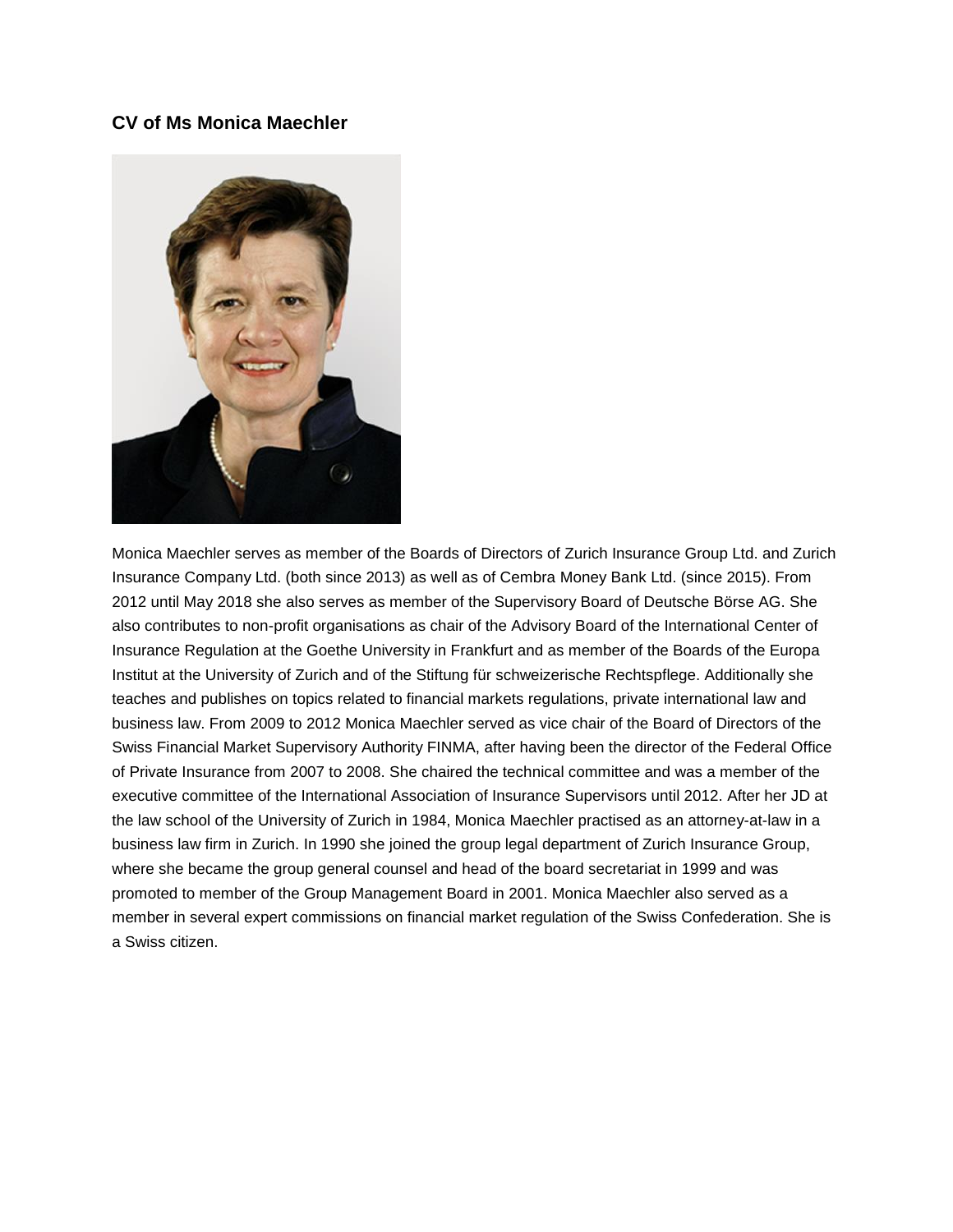### CV of Ms Monica Maechler

Monica Maechler serves as member of the Boards of Directors of Zurich Insurance Group Ltd. and Zurich Insurance Company Ltd. (both since 2013) as well as of Cembra Money Bank Ltd. (since 2015). From 2012 until May 2018 she also serves as member of the Supervisory Board of Deutsche Börse AG. She also contributes to non-profit organisations as chair of the Advisory Board of the International Center of Insurance Regulation at the Goethe University in Frankfurt and as member of the Boards of the Europa Institut at the University of Zurich and of the Stiftung für schweizerische Rechtspflege. Additionally she teaches and publishes on topics related to financial markets regulations, private international law and business law. From 2009 to 2012 Monica Maechler served as vice chair of the Board of Directors of the Swiss Financial Market Supervisory Authority FINMA, after having been the director of the Federal Office of Private Insurance from 2007 to 2008. She chaired the technical committee and was a member of the executive committee of the International Association of Insurance Supervisors until 2012. After her JD at the law school of the University of Zurich in 1984, Monica Maechler practised as an attorney-at-law in a business law firm in Zurich. In 1990 she joined the group legal department of Zurich Insurance Group, where she became the group general counsel and head of the board secretariat in 1999 and was promoted to member of the Group Management Board in 2001. Monica Maechler also served as a member in several expert commissions on financial market regulation of the Swiss Confederation. She is a Swiss citizen.